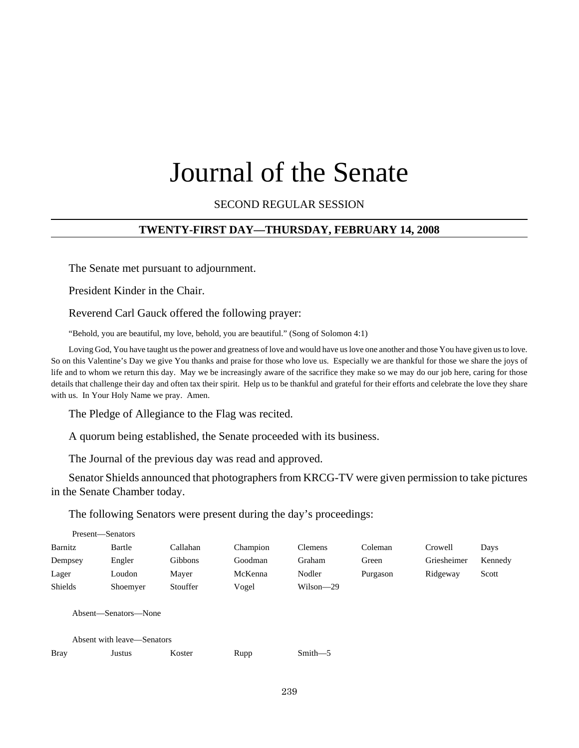# Journal of the Senate

SECOND REGULAR SESSION

## TWENTY-FIRST DAY—THURSDAY, FEBRUARY 14, 2008

The Senate met pursuant to adjournment.

President Kinder in the Chair.

Reverend Carl Gauck offered the following prayer:

"Behold, you are beautiful, my love, behold, you are beautiful." (Song of Solomon 4:1)

Loving God, You have taught us the power and greatness of love and would have us love one another and those You have given us to love. So on this Valentine's Day we give You thanks and praise for those who love us. Especially we are thankful for those we share the joys of life and to whom we return this day. May we be increasingly aware of the sacrifice they make so we may do our job here, caring for those details that challenge their day and often tax their spirit. Help us to be thankful and grateful for their efforts and celebrate the love they share with us. In Your Holy Name we pray. Amen.

The Pledge of Allegiance to the Flag was recited.

A quorum being established, the Senate proceeded with its business.

The Journal of the previous day was read and approved.

Senator Shields announced that photographers from KRCG-TV were given permission to take pictures in the Senate Chamber today.

The following Senators were present during the day's proceedings:

Present—Senators

| | | | | | | | |
|---|---|---|---|---|---|---|---|
| Barnitz | Bartle | Callahan | Champion | Clemens | Coleman | Crowell | Days |
| Dempsey | Engler | Gibbons | Goodman | Graham | Green | Griesheimer | Kennedy |
| Lager | Loudon | Mayer | McKenna | Nodler | Purgason | Ridgeway | Scott |
| Shields | Shoemyer | Stouffer | Vogel | Wilson—29 | | | |

Absent—Senators—None

Absent with leave—Senators

| | | | | |
|---|---|---|---|---|
| Bray | Justus | Koster | Rupp | Smith—5 |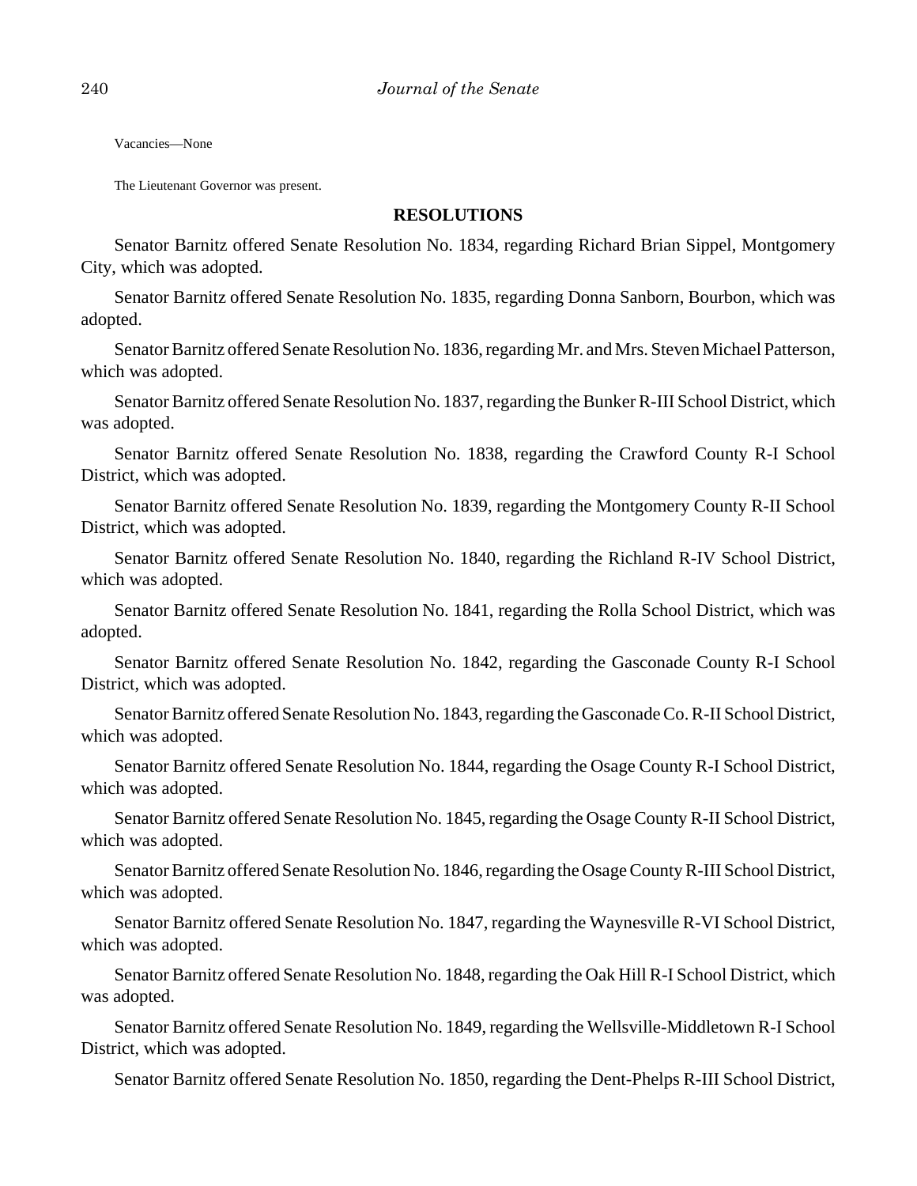Vacancies—None

The Lieutenant Governor was present.

## RESOLUTIONS

Senator Barnitz offered Senate Resolution No. 1834, regarding Richard Brian Sippel, Montgomery City, which was adopted.

Senator Barnitz offered Senate Resolution No. 1835, regarding Donna Sanborn, Bourbon, which was adopted.

Senator Barnitz offered Senate Resolution No. 1836, regarding Mr. and Mrs. Steven Michael Patterson, which was adopted.

Senator Barnitz offered Senate Resolution No. 1837, regarding the Bunker R-III School District, which was adopted.

Senator Barnitz offered Senate Resolution No. 1838, regarding the Crawford County R-I School District, which was adopted.

Senator Barnitz offered Senate Resolution No. 1839, regarding the Montgomery County R-II School District, which was adopted.

Senator Barnitz offered Senate Resolution No. 1840, regarding the Richland R-IV School District, which was adopted.

Senator Barnitz offered Senate Resolution No. 1841, regarding the Rolla School District, which was adopted.

Senator Barnitz offered Senate Resolution No. 1842, regarding the Gasconade County R-I School District, which was adopted.

Senator Barnitz offered Senate Resolution No. 1843, regarding the Gasconade Co. R-II School District, which was adopted.

Senator Barnitz offered Senate Resolution No. 1844, regarding the Osage County R-I School District, which was adopted.

Senator Barnitz offered Senate Resolution No. 1845, regarding the Osage County R-II School District, which was adopted.

Senator Barnitz offered Senate Resolution No. 1846, regarding the Osage County R-III School District, which was adopted.

Senator Barnitz offered Senate Resolution No. 1847, regarding the Waynesville R-VI School District, which was adopted.

Senator Barnitz offered Senate Resolution No. 1848, regarding the Oak Hill R-I School District, which was adopted.

Senator Barnitz offered Senate Resolution No. 1849, regarding the Wellsville-Middletown R-I School District, which was adopted.

Senator Barnitz offered Senate Resolution No. 1850, regarding the Dent-Phelps R-III School District,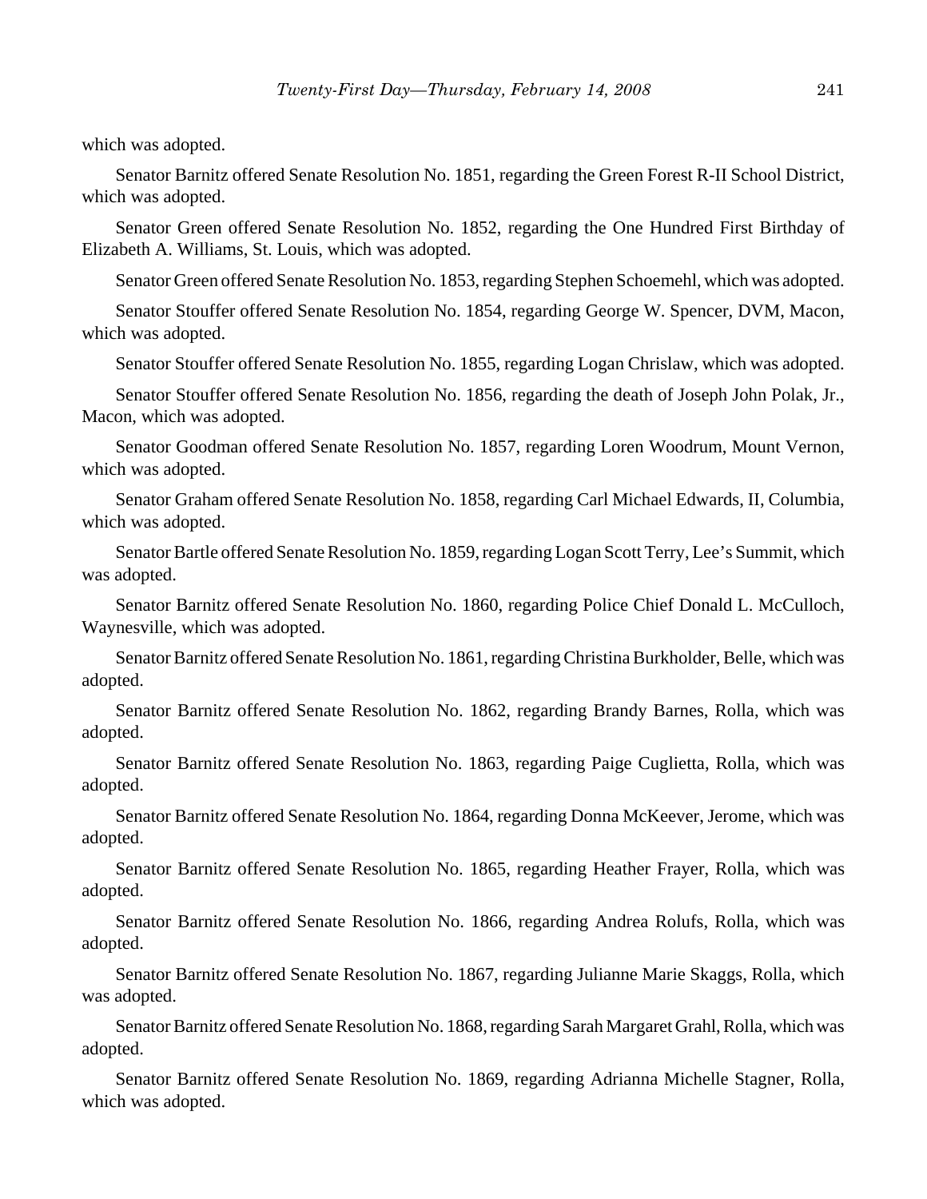which was adopted.

Senator Barnitz offered Senate Resolution No. 1851, regarding the Green Forest R-II School District, which was adopted.

Senator Green offered Senate Resolution No. 1852, regarding the One Hundred First Birthday of Elizabeth A. Williams, St. Louis, which was adopted.

Senator Green offered Senate Resolution No. 1853, regarding Stephen Schoemehl, which was adopted.

Senator Stouffer offered Senate Resolution No. 1854, regarding George W. Spencer, DVM, Macon, which was adopted.

Senator Stouffer offered Senate Resolution No. 1855, regarding Logan Chrislaw, which was adopted.

Senator Stouffer offered Senate Resolution No. 1856, regarding the death of Joseph John Polak, Jr., Macon, which was adopted.

Senator Goodman offered Senate Resolution No. 1857, regarding Loren Woodrum, Mount Vernon, which was adopted.

Senator Graham offered Senate Resolution No. 1858, regarding Carl Michael Edwards, II, Columbia, which was adopted.

Senator Bartle offered Senate Resolution No. 1859, regarding Logan Scott Terry, Lee's Summit, which was adopted.

Senator Barnitz offered Senate Resolution No. 1860, regarding Police Chief Donald L. McCulloch, Waynesville, which was adopted.

Senator Barnitz offered Senate Resolution No. 1861, regarding Christina Burkholder, Belle, which was adopted.

Senator Barnitz offered Senate Resolution No. 1862, regarding Brandy Barnes, Rolla, which was adopted.

Senator Barnitz offered Senate Resolution No. 1863, regarding Paige Cuglietta, Rolla, which was adopted.

Senator Barnitz offered Senate Resolution No. 1864, regarding Donna McKeever, Jerome, which was adopted.

Senator Barnitz offered Senate Resolution No. 1865, regarding Heather Frayer, Rolla, which was adopted.

Senator Barnitz offered Senate Resolution No. 1866, regarding Andrea Rolufs, Rolla, which was adopted.

Senator Barnitz offered Senate Resolution No. 1867, regarding Julianne Marie Skaggs, Rolla, which was adopted.

Senator Barnitz offered Senate Resolution No. 1868, regarding Sarah Margaret Grahl, Rolla, which was adopted.

Senator Barnitz offered Senate Resolution No. 1869, regarding Adrianna Michelle Stagner, Rolla, which was adopted.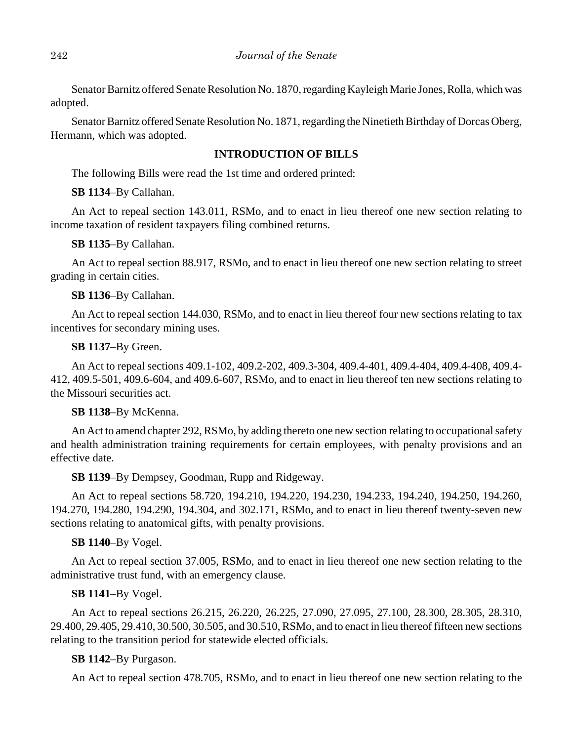Senator Barnitz offered Senate Resolution No. 1870, regarding Kayleigh Marie Jones, Rolla, which was adopted.

Senator Barnitz offered Senate Resolution No. 1871, regarding the Ninetieth Birthday of Dorcas Oberg, Hermann, which was adopted.

## INTRODUCTION OF BILLS

The following Bills were read the 1st time and ordered printed:

**SB 1134**–By Callahan.

An Act to repeal section 143.011, RSMo, and to enact in lieu thereof one new section relating to income taxation of resident taxpayers filing combined returns.

**SB 1135**–By Callahan.

An Act to repeal section 88.917, RSMo, and to enact in lieu thereof one new section relating to street grading in certain cities.

**SB 1136**–By Callahan.

An Act to repeal section 144.030, RSMo, and to enact in lieu thereof four new sections relating to tax incentives for secondary mining uses.

**SB 1137**–By Green.

An Act to repeal sections 409.1-102, 409.2-202, 409.3-304, 409.4-401, 409.4-404, 409.4-408, 409.4-412, 409.5-501, 409.6-604, and 409.6-607, RSMo, and to enact in lieu thereof ten new sections relating to the Missouri securities act.

**SB 1138**–By McKenna.

An Act to amend chapter 292, RSMo, by adding thereto one new section relating to occupational safety and health administration training requirements for certain employees, with penalty provisions and an effective date.

**SB 1139**–By Dempsey, Goodman, Rupp and Ridgeway.

An Act to repeal sections 58.720, 194.210, 194.220, 194.230, 194.233, 194.240, 194.250, 194.260, 194.270, 194.280, 194.290, 194.304, and 302.171, RSMo, and to enact in lieu thereof twenty-seven new sections relating to anatomical gifts, with penalty provisions.

**SB 1140**–By Vogel.

An Act to repeal section 37.005, RSMo, and to enact in lieu thereof one new section relating to the administrative trust fund, with an emergency clause.

**SB 1141**–By Vogel.

An Act to repeal sections 26.215, 26.220, 26.225, 27.090, 27.095, 27.100, 28.300, 28.305, 28.310, 29.400, 29.405, 29.410, 30.500, 30.505, and 30.510, RSMo, and to enact in lieu thereof fifteen new sections relating to the transition period for statewide elected officials.

**SB 1142**–By Purgason.

An Act to repeal section 478.705, RSMo, and to enact in lieu thereof one new section relating to the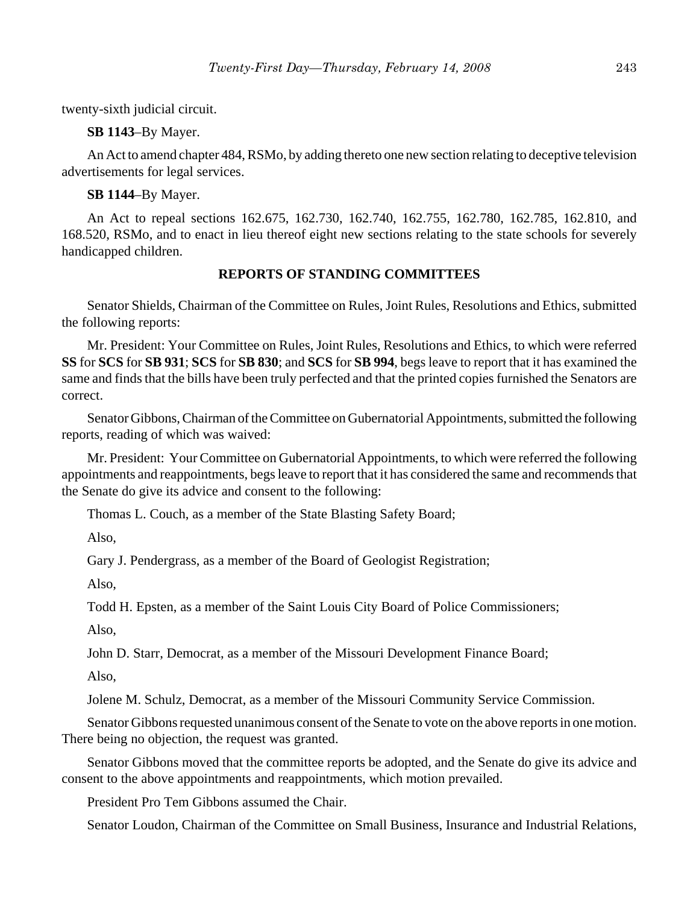twenty-sixth judicial circuit.

**SB 1143**–By Mayer.

An Act to amend chapter 484, RSMo, by adding thereto one new section relating to deceptive television advertisements for legal services.

**SB 1144**–By Mayer.

An Act to repeal sections 162.675, 162.730, 162.740, 162.755, 162.780, 162.785, 162.810, and 168.520, RSMo, and to enact in lieu thereof eight new sections relating to the state schools for severely handicapped children.

## REPORTS OF STANDING COMMITTEES

Senator Shields, Chairman of the Committee on Rules, Joint Rules, Resolutions and Ethics, submitted the following reports:

Mr. President: Your Committee on Rules, Joint Rules, Resolutions and Ethics, to which were referred **SS** for **SCS** for **SB 931**; **SCS** for **SB 830**; and **SCS** for **SB 994**, begs leave to report that it has examined the same and finds that the bills have been truly perfected and that the printed copies furnished the Senators are correct.

Senator Gibbons, Chairman of the Committee on Gubernatorial Appointments, submitted the following reports, reading of which was waived:

Mr. President: Your Committee on Gubernatorial Appointments, to which were referred the following appointments and reappointments, begs leave to report that it has considered the same and recommends that the Senate do give its advice and consent to the following:

Thomas L. Couch, as a member of the State Blasting Safety Board;

Also,

Gary J. Pendergrass, as a member of the Board of Geologist Registration;

Also,

Todd H. Epsten, as a member of the Saint Louis City Board of Police Commissioners;

Also,

John D. Starr, Democrat, as a member of the Missouri Development Finance Board;

Also,

Jolene M. Schulz, Democrat, as a member of the Missouri Community Service Commission.

Senator Gibbons requested unanimous consent of the Senate to vote on the above reports in one motion. There being no objection, the request was granted.

Senator Gibbons moved that the committee reports be adopted, and the Senate do give its advice and consent to the above appointments and reappointments, which motion prevailed.

President Pro Tem Gibbons assumed the Chair.

Senator Loudon, Chairman of the Committee on Small Business, Insurance and Industrial Relations,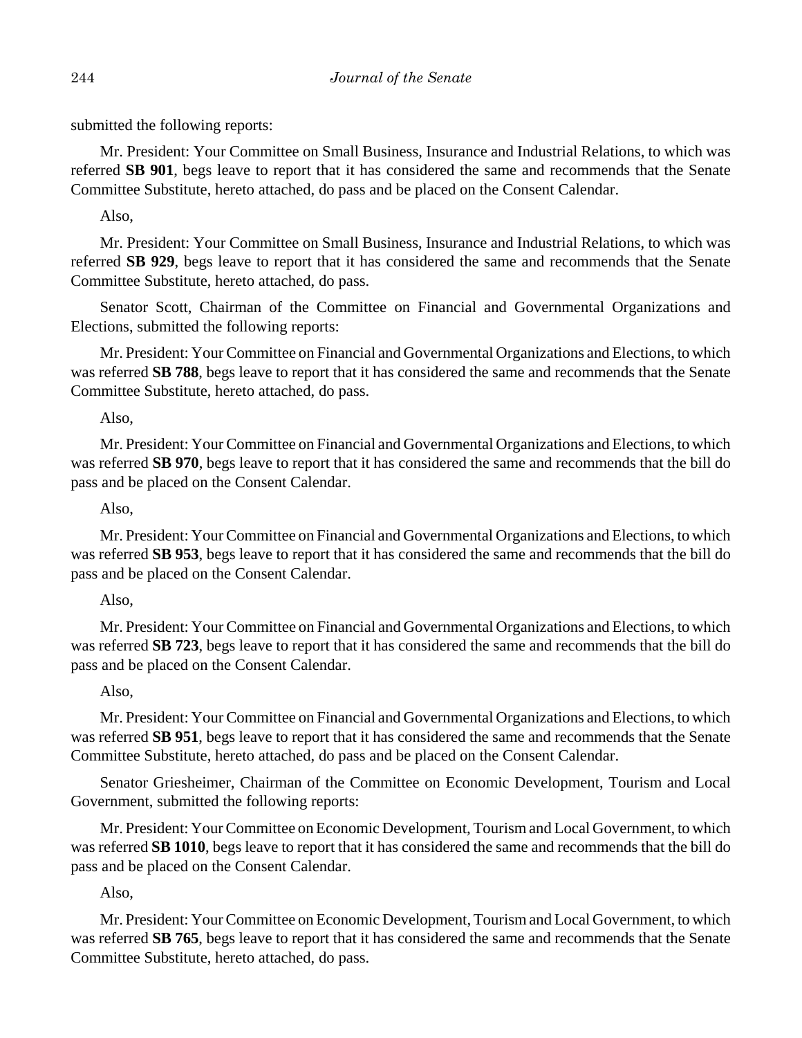submitted the following reports:

Mr. President: Your Committee on Small Business, Insurance and Industrial Relations, to which was referred **SB 901**, begs leave to report that it has considered the same and recommends that the Senate Committee Substitute, hereto attached, do pass and be placed on the Consent Calendar.

Also,

Mr. President: Your Committee on Small Business, Insurance and Industrial Relations, to which was referred **SB 929**, begs leave to report that it has considered the same and recommends that the Senate Committee Substitute, hereto attached, do pass.

Senator Scott, Chairman of the Committee on Financial and Governmental Organizations and Elections, submitted the following reports:

Mr. President: Your Committee on Financial and Governmental Organizations and Elections, to which was referred **SB 788**, begs leave to report that it has considered the same and recommends that the Senate Committee Substitute, hereto attached, do pass.

Also,

Mr. President: Your Committee on Financial and Governmental Organizations and Elections, to which was referred **SB 970**, begs leave to report that it has considered the same and recommends that the bill do pass and be placed on the Consent Calendar.

Also,

Mr. President: Your Committee on Financial and Governmental Organizations and Elections, to which was referred **SB 953**, begs leave to report that it has considered the same and recommends that the bill do pass and be placed on the Consent Calendar.

Also,

Mr. President: Your Committee on Financial and Governmental Organizations and Elections, to which was referred **SB 723**, begs leave to report that it has considered the same and recommends that the bill do pass and be placed on the Consent Calendar.

Also,

Mr. President: Your Committee on Financial and Governmental Organizations and Elections, to which was referred **SB 951**, begs leave to report that it has considered the same and recommends that the Senate Committee Substitute, hereto attached, do pass and be placed on the Consent Calendar.

Senator Griesheimer, Chairman of the Committee on Economic Development, Tourism and Local Government, submitted the following reports:

Mr. President: Your Committee on Economic Development, Tourism and Local Government, to which was referred **SB 1010**, begs leave to report that it has considered the same and recommends that the bill do pass and be placed on the Consent Calendar.

Also,

Mr. President: Your Committee on Economic Development, Tourism and Local Government, to which was referred **SB 765**, begs leave to report that it has considered the same and recommends that the Senate Committee Substitute, hereto attached, do pass.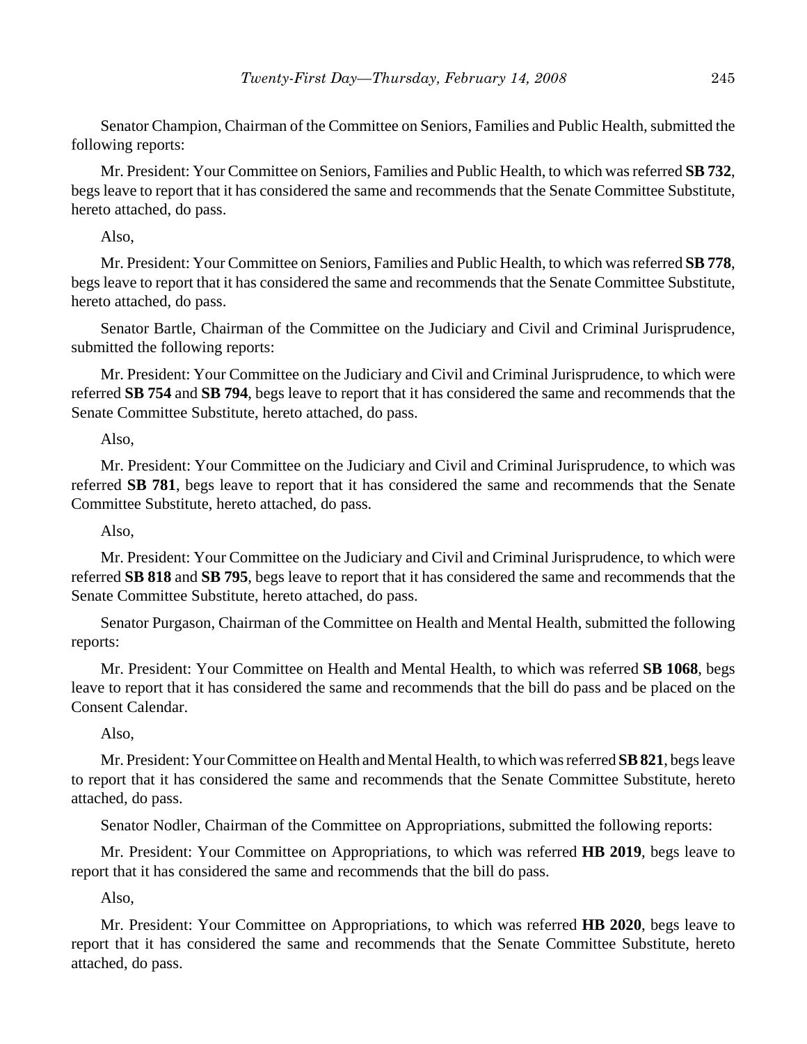Senator Champion, Chairman of the Committee on Seniors, Families and Public Health, submitted the following reports:

Mr. President: Your Committee on Seniors, Families and Public Health, to which was referred **SB 732**, begs leave to report that it has considered the same and recommends that the Senate Committee Substitute, hereto attached, do pass.

Also,

Mr. President: Your Committee on Seniors, Families and Public Health, to which was referred **SB 778**, begs leave to report that it has considered the same and recommends that the Senate Committee Substitute, hereto attached, do pass.

Senator Bartle, Chairman of the Committee on the Judiciary and Civil and Criminal Jurisprudence, submitted the following reports:

Mr. President: Your Committee on the Judiciary and Civil and Criminal Jurisprudence, to which were referred **SB 754** and **SB 794**, begs leave to report that it has considered the same and recommends that the Senate Committee Substitute, hereto attached, do pass.

Also,

Mr. President: Your Committee on the Judiciary and Civil and Criminal Jurisprudence, to which was referred **SB 781**, begs leave to report that it has considered the same and recommends that the Senate Committee Substitute, hereto attached, do pass.

Also,

Mr. President: Your Committee on the Judiciary and Civil and Criminal Jurisprudence, to which were referred **SB 818** and **SB 795**, begs leave to report that it has considered the same and recommends that the Senate Committee Substitute, hereto attached, do pass.

Senator Purgason, Chairman of the Committee on Health and Mental Health, submitted the following reports:

Mr. President: Your Committee on Health and Mental Health, to which was referred **SB 1068**, begs leave to report that it has considered the same and recommends that the bill do pass and be placed on the Consent Calendar.

Also,

Mr. President: Your Committee on Health and Mental Health, to which was referred **SB 821**, begs leave to report that it has considered the same and recommends that the Senate Committee Substitute, hereto attached, do pass.

Senator Nodler, Chairman of the Committee on Appropriations, submitted the following reports:

Mr. President: Your Committee on Appropriations, to which was referred **HB 2019**, begs leave to report that it has considered the same and recommends that the bill do pass.

Also,

Mr. President: Your Committee on Appropriations, to which was referred **HB 2020**, begs leave to report that it has considered the same and recommends that the Senate Committee Substitute, hereto attached, do pass.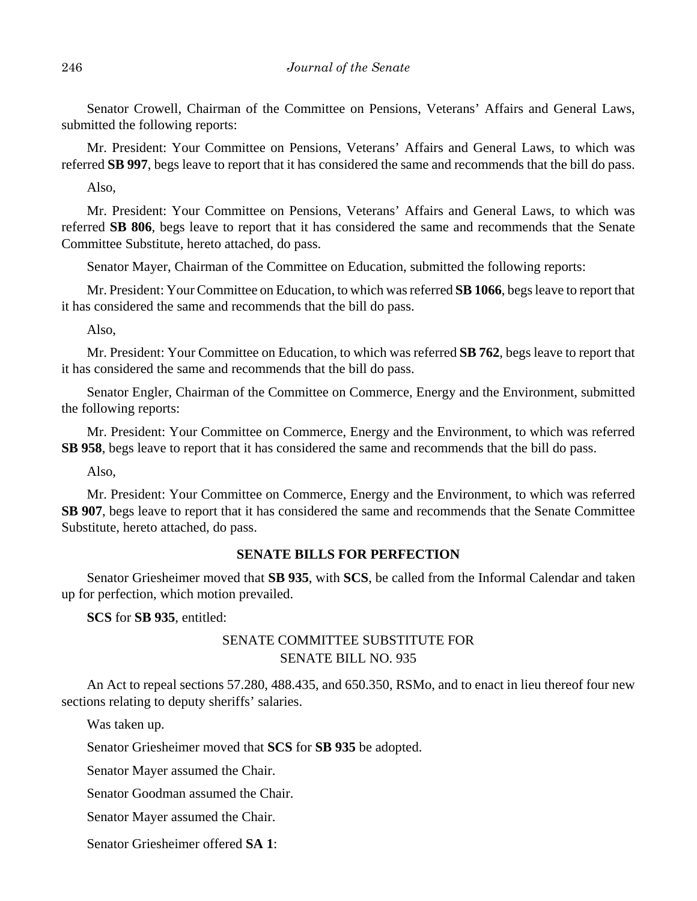Senator Crowell, Chairman of the Committee on Pensions, Veterans' Affairs and General Laws, submitted the following reports:

Mr. President: Your Committee on Pensions, Veterans' Affairs and General Laws, to which was referred **SB 997**, begs leave to report that it has considered the same and recommends that the bill do pass.

Also,

Mr. President: Your Committee on Pensions, Veterans' Affairs and General Laws, to which was referred **SB 806**, begs leave to report that it has considered the same and recommends that the Senate Committee Substitute, hereto attached, do pass.

Senator Mayer, Chairman of the Committee on Education, submitted the following reports:

Mr. President: Your Committee on Education, to which was referred **SB 1066**, begs leave to report that it has considered the same and recommends that the bill do pass.

Also,

Mr. President: Your Committee on Education, to which was referred **SB 762**, begs leave to report that it has considered the same and recommends that the bill do pass.

Senator Engler, Chairman of the Committee on Commerce, Energy and the Environment, submitted the following reports:

Mr. President: Your Committee on Commerce, Energy and the Environment, to which was referred **SB 958**, begs leave to report that it has considered the same and recommends that the bill do pass.

Also,

Mr. President: Your Committee on Commerce, Energy and the Environment, to which was referred **SB 907**, begs leave to report that it has considered the same and recommends that the Senate Committee Substitute, hereto attached, do pass.

## SENATE BILLS FOR PERFECTION

Senator Griesheimer moved that **SB 935**, with **SCS**, be called from the Informal Calendar and taken up for perfection, which motion prevailed.

**SCS** for **SB 935**, entitled:

SENATE COMMITTEE SUBSTITUTE FOR
SENATE BILL NO. 935

An Act to repeal sections 57.280, 488.435, and 650.350, RSMo, and to enact in lieu thereof four new sections relating to deputy sheriffs' salaries.

Was taken up.

Senator Griesheimer moved that **SCS** for **SB 935** be adopted.

Senator Mayer assumed the Chair.

Senator Goodman assumed the Chair.

Senator Mayer assumed the Chair.

Senator Griesheimer offered **SA 1**: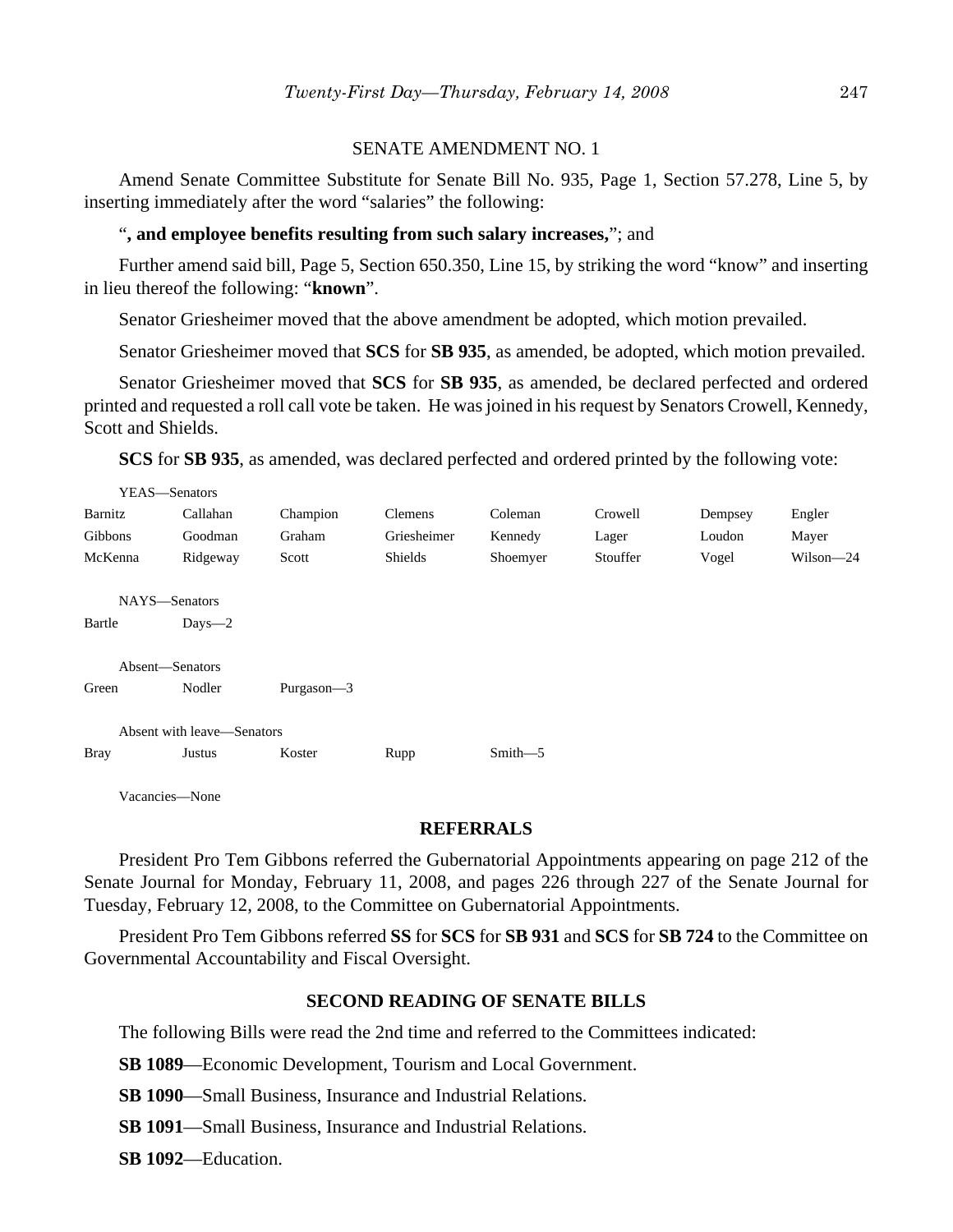SENATE AMENDMENT NO. 1

Amend Senate Committee Substitute for Senate Bill No. 935, Page 1, Section 57.278, Line 5, by inserting immediately after the word "salaries" the following:

"**, and employee benefits resulting from such salary increases,**"; and

Further amend said bill, Page 5, Section 650.350, Line 15, by striking the word "know" and inserting in lieu thereof the following: "**known**".

Senator Griesheimer moved that the above amendment be adopted, which motion prevailed.

Senator Griesheimer moved that **SCS** for **SB 935**, as amended, be adopted, which motion prevailed.

Senator Griesheimer moved that **SCS** for **SB 935**, as amended, be declared perfected and ordered printed and requested a roll call vote be taken. He was joined in his request by Senators Crowell, Kennedy, Scott and Shields.

**SCS** for **SB 935**, as amended, was declared perfected and ordered printed by the following vote:

YEAS—Senators

| | | | | | | | |
|---|---|---|---|---|---|---|---|
| Barnitz | Callahan | Champion | Clemens | Coleman | Crowell | Dempsey | Engler |
| Gibbons | Goodman | Graham | Griesheimer | Kennedy | Lager | Loudon | Mayer |
| McKenna | Ridgeway | Scott | Shields | Shoemyer | Stouffer | Vogel | Wilson—24 |

NAYS—Senators

Bartle Days—2

Absent—Senators

Green Nodler Purgason—3

Absent with leave—Senators

Bray Justus Koster Rupp Smith—5

Vacancies—None

## REFERRALS

President Pro Tem Gibbons referred the Gubernatorial Appointments appearing on page 212 of the Senate Journal for Monday, February 11, 2008, and pages 226 through 227 of the Senate Journal for Tuesday, February 12, 2008, to the Committee on Gubernatorial Appointments.

President Pro Tem Gibbons referred **SS** for **SCS** for **SB 931** and **SCS** for **SB 724** to the Committee on Governmental Accountability and Fiscal Oversight.

## SECOND READING OF SENATE BILLS

The following Bills were read the 2nd time and referred to the Committees indicated:

**SB 1089**—Economic Development, Tourism and Local Government.

**SB 1090**—Small Business, Insurance and Industrial Relations.

**SB 1091**—Small Business, Insurance and Industrial Relations.

**SB 1092**—Education.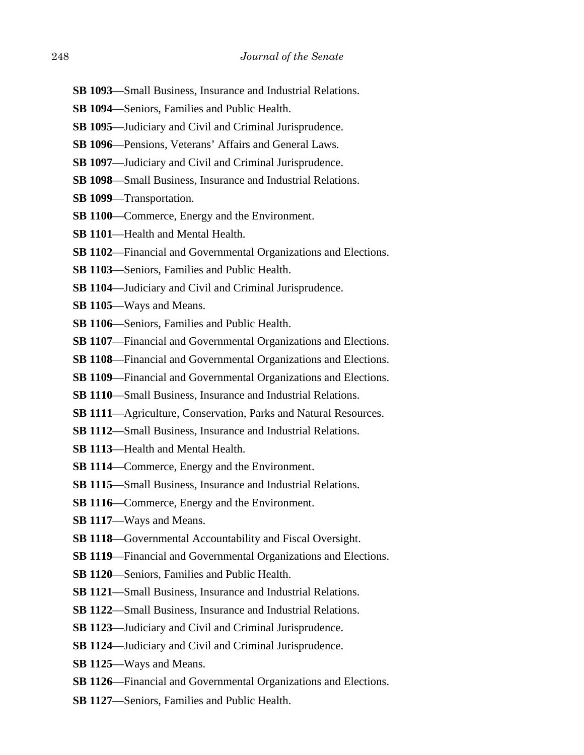**SB 1093**—Small Business, Insurance and Industrial Relations.

**SB 1094**—Seniors, Families and Public Health.

**SB 1095**—Judiciary and Civil and Criminal Jurisprudence.

**SB 1096**—Pensions, Veterans' Affairs and General Laws.

**SB 1097**—Judiciary and Civil and Criminal Jurisprudence.

**SB 1098**—Small Business, Insurance and Industrial Relations.

**SB 1099**—Transportation.

**SB 1100**—Commerce, Energy and the Environment.

**SB 1101**—Health and Mental Health.

**SB 1102**—Financial and Governmental Organizations and Elections.

**SB 1103**—Seniors, Families and Public Health.

**SB 1104**—Judiciary and Civil and Criminal Jurisprudence.

**SB 1105**—Ways and Means.

**SB 1106**—Seniors, Families and Public Health.

**SB 1107**—Financial and Governmental Organizations and Elections.

**SB 1108**—Financial and Governmental Organizations and Elections.

**SB 1109**—Financial and Governmental Organizations and Elections.

**SB 1110**—Small Business, Insurance and Industrial Relations.

**SB 1111**—Agriculture, Conservation, Parks and Natural Resources.

**SB 1112**—Small Business, Insurance and Industrial Relations.

**SB 1113**—Health and Mental Health.

**SB 1114**—Commerce, Energy and the Environment.

**SB 1115**—Small Business, Insurance and Industrial Relations.

**SB 1116**—Commerce, Energy and the Environment.

**SB 1117**—Ways and Means.

**SB 1118**—Governmental Accountability and Fiscal Oversight.

**SB 1119**—Financial and Governmental Organizations and Elections.

**SB 1120**—Seniors, Families and Public Health.

**SB 1121**—Small Business, Insurance and Industrial Relations.

**SB 1122**—Small Business, Insurance and Industrial Relations.

**SB 1123**—Judiciary and Civil and Criminal Jurisprudence.

**SB 1124**—Judiciary and Civil and Criminal Jurisprudence.

**SB 1125**—Ways and Means.

**SB 1126**—Financial and Governmental Organizations and Elections.

**SB 1127**—Seniors, Families and Public Health.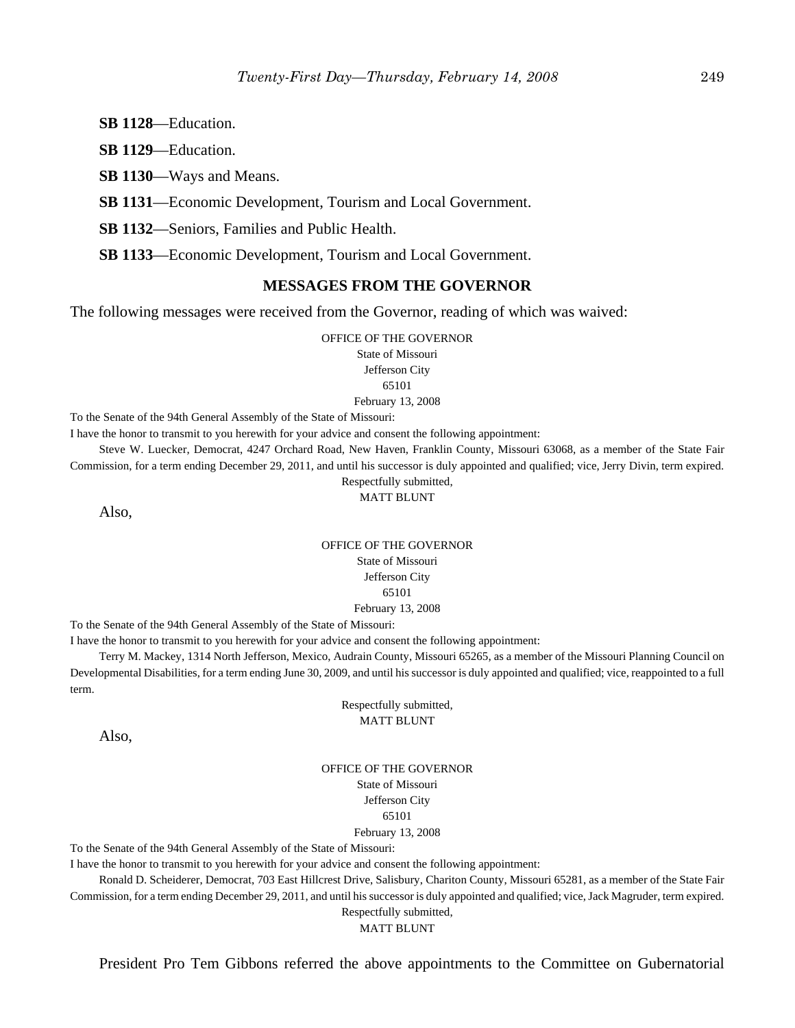**SB 1128**—Education.

**SB 1129**—Education.

**SB 1130**—Ways and Means.

**SB 1131**—Economic Development, Tourism and Local Government.

**SB 1132**—Seniors, Families and Public Health.

**SB 1133**—Economic Development, Tourism and Local Government.

## MESSAGES FROM THE GOVERNOR

The following messages were received from the Governor, reading of which was waived:

OFFICE OF THE GOVERNOR
State of Missouri
Jefferson City
65101
February 13, 2008

To the Senate of the 94th General Assembly of the State of Missouri:

I have the honor to transmit to you herewith for your advice and consent the following appointment:

Steve W. Luecker, Democrat, 4247 Orchard Road, New Haven, Franklin County, Missouri 63068, as a member of the State Fair Commission, for a term ending December 29, 2011, and until his successor is duly appointed and qualified; vice, Jerry Divin, term expired.

Respectfully submitted,
MATT BLUNT

Also,

OFFICE OF THE GOVERNOR
State of Missouri
Jefferson City
65101
February 13, 2008

To the Senate of the 94th General Assembly of the State of Missouri:

I have the honor to transmit to you herewith for your advice and consent the following appointment:

Terry M. Mackey, 1314 North Jefferson, Mexico, Audrain County, Missouri 65265, as a member of the Missouri Planning Council on Developmental Disabilities, for a term ending June 30, 2009, and until his successor is duly appointed and qualified; vice, reappointed to a full term.

Respectfully submitted,
MATT BLUNT

Also,

OFFICE OF THE GOVERNOR
State of Missouri
Jefferson City
65101
February 13, 2008

To the Senate of the 94th General Assembly of the State of Missouri:

I have the honor to transmit to you herewith for your advice and consent the following appointment:

Ronald D. Scheiderer, Democrat, 703 East Hillcrest Drive, Salisbury, Chariton County, Missouri 65281, as a member of the State Fair Commission, for a term ending December 29, 2011, and until his successor is duly appointed and qualified; vice, Jack Magruder, term expired.

Respectfully submitted,
MATT BLUNT

President Pro Tem Gibbons referred the above appointments to the Committee on Gubernatorial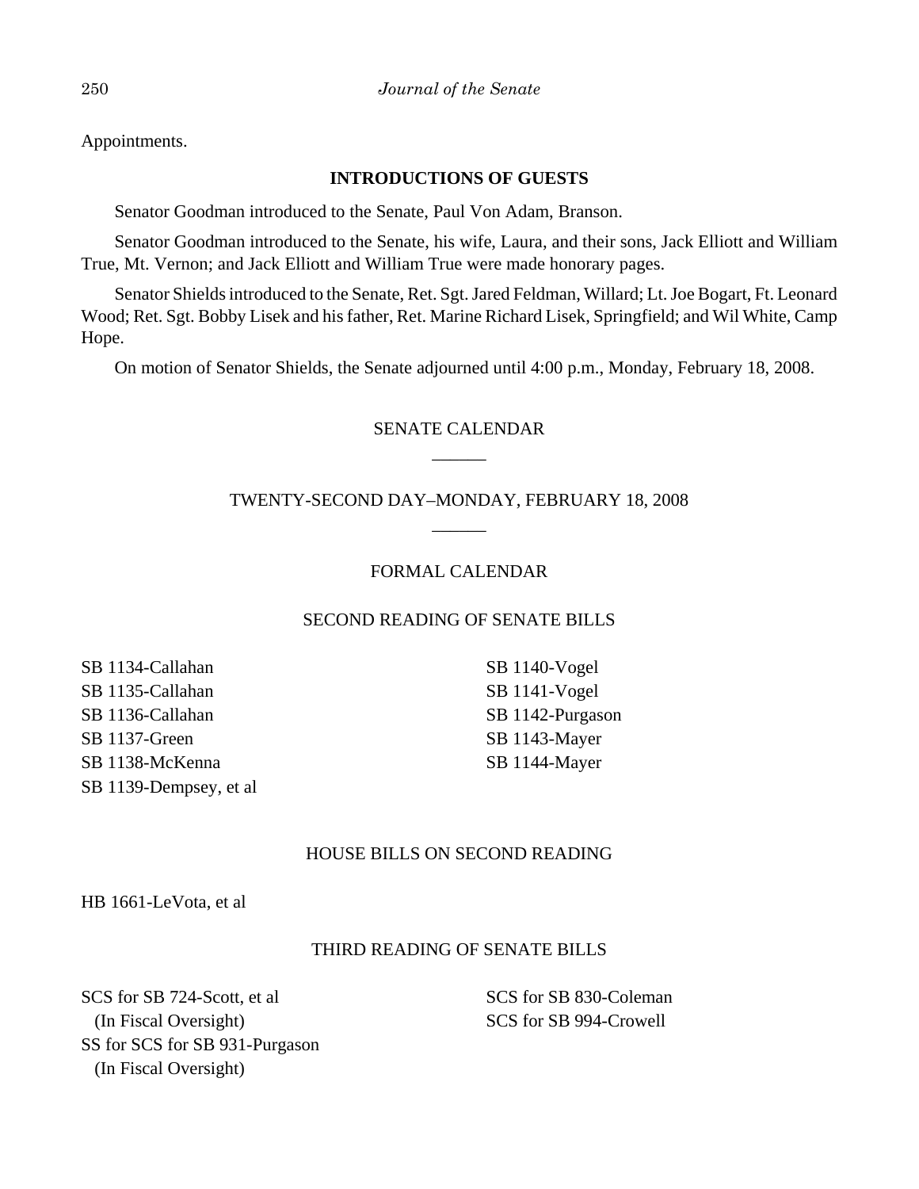Appointments.

## INTRODUCTIONS OF GUESTS

Senator Goodman introduced to the Senate, Paul Von Adam, Branson.

Senator Goodman introduced to the Senate, his wife, Laura, and their sons, Jack Elliott and William True, Mt. Vernon; and Jack Elliott and William True were made honorary pages.

Senator Shields introduced to the Senate, Ret. Sgt. Jared Feldman, Willard; Lt. Joe Bogart, Ft. Leonard Wood; Ret. Sgt. Bobby Lisek and his father, Ret. Marine Richard Lisek, Springfield; and Wil White, Camp Hope.

On motion of Senator Shields, the Senate adjourned until 4:00 p.m., Monday, February 18, 2008.

## SENATE CALENDAR

______

## TWENTY-SECOND DAY–MONDAY, FEBRUARY 18, 2008

______

## FORMAL CALENDAR

### SECOND READING OF SENATE BILLS

SB 1134-Callahan
SB 1135-Callahan
SB 1136-Callahan
SB 1137-Green
SB 1138-McKenna
SB 1139-Dempsey, et al
SB 1140-Vogel
SB 1141-Vogel
SB 1142-Purgason
SB 1143-Mayer
SB 1144-Mayer

### HOUSE BILLS ON SECOND READING

HB 1661-LeVota, et al

### THIRD READING OF SENATE BILLS

SCS for SB 724-Scott, et al
  (In Fiscal Oversight)
SS for SCS for SB 931-Purgason
  (In Fiscal Oversight)
SCS for SB 830-Coleman
SCS for SB 994-Crowell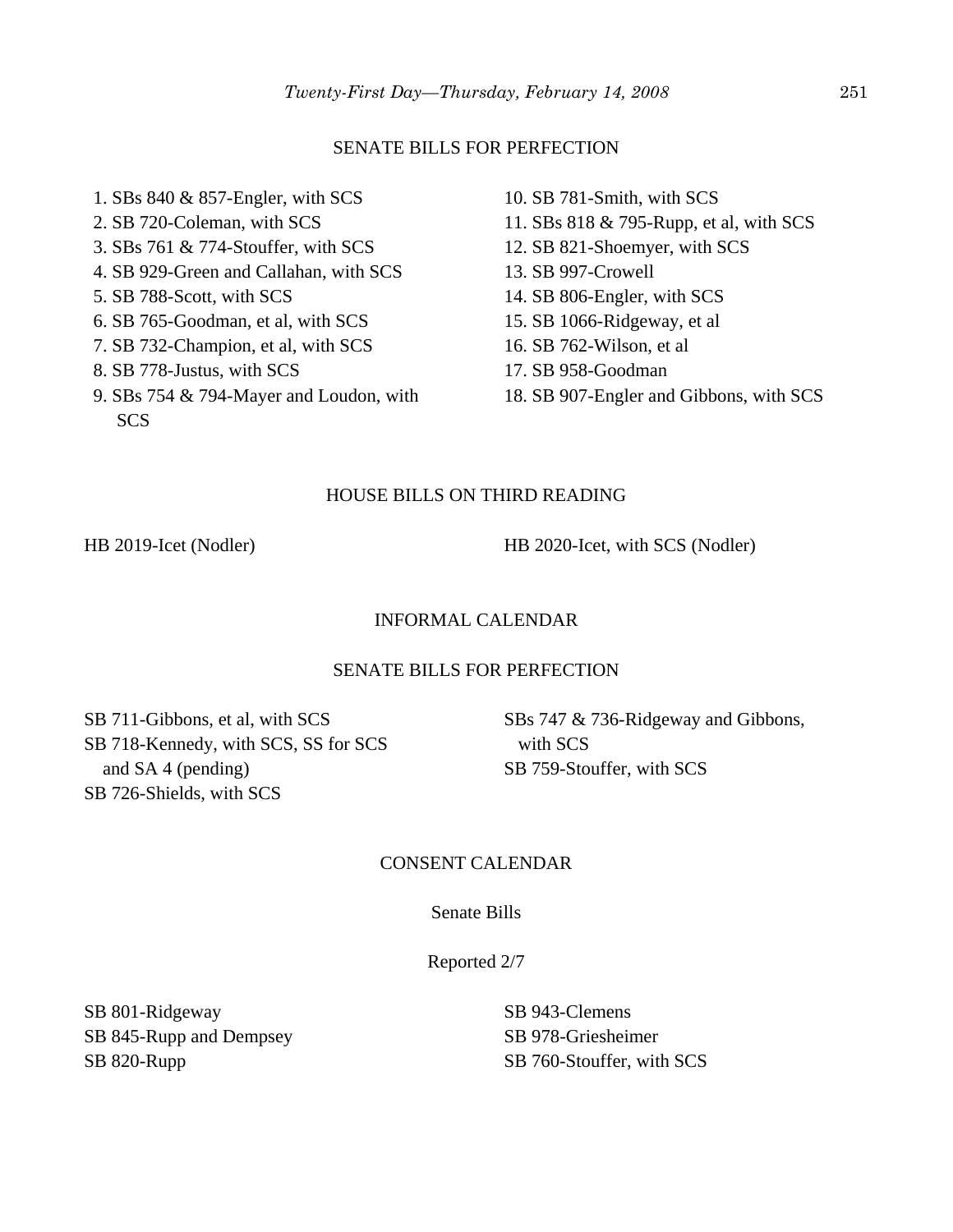SENATE BILLS FOR PERFECTION

1. SBs 840 & 857-Engler, with SCS
2. SB 720-Coleman, with SCS
3. SBs 761 & 774-Stouffer, with SCS
4. SB 929-Green and Callahan, with SCS
5. SB 788-Scott, with SCS
6. SB 765-Goodman, et al, with SCS
7. SB 732-Champion, et al, with SCS
8. SB 778-Justus, with SCS
9. SBs 754 & 794-Mayer and Loudon, with SCS
10. SB 781-Smith, with SCS
11. SBs 818 & 795-Rupp, et al, with SCS
12. SB 821-Shoemyer, with SCS
13. SB 997-Crowell
14. SB 806-Engler, with SCS
15. SB 1066-Ridgeway, et al
16. SB 762-Wilson, et al
17. SB 958-Goodman
18. SB 907-Engler and Gibbons, with SCS

HOUSE BILLS ON THIRD READING

HB 2019-Icet (Nodler)
HB 2020-Icet, with SCS (Nodler)

INFORMAL CALENDAR

SENATE BILLS FOR PERFECTION

SB 711-Gibbons, et al, with SCS
SB 718-Kennedy, with SCS, SS for SCS and SA 4 (pending)
SB 726-Shields, with SCS
SBs 747 & 736-Ridgeway and Gibbons, with SCS
SB 759-Stouffer, with SCS

CONSENT CALENDAR

Senate Bills

Reported 2/7

SB 801-Ridgeway
SB 845-Rupp and Dempsey
SB 820-Rupp
SB 943-Clemens
SB 978-Griesheimer
SB 760-Stouffer, with SCS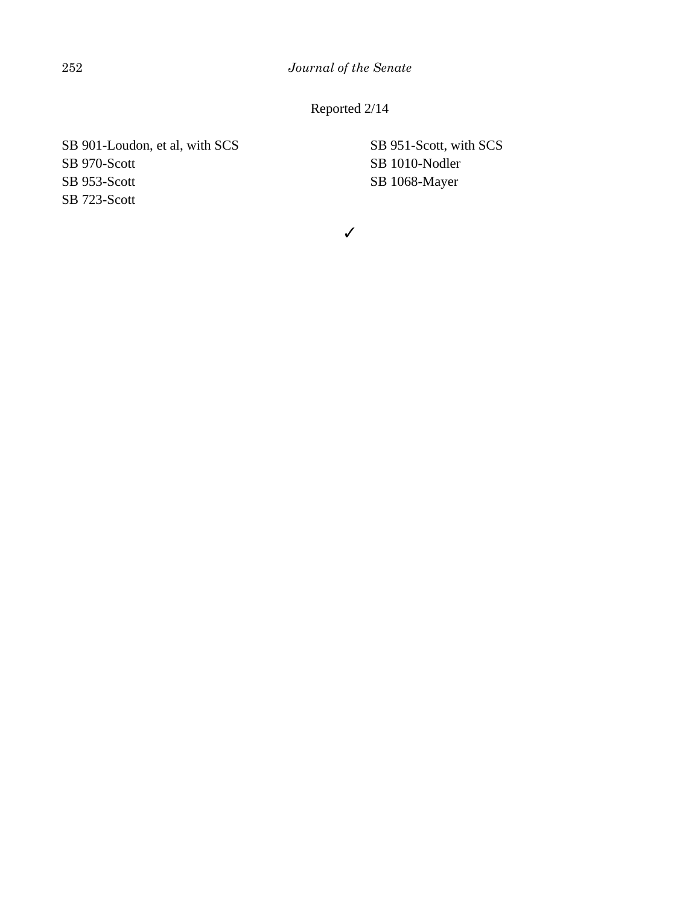Reported 2/14

SB 901-Loudon, et al, with SCS
SB 970-Scott
SB 953-Scott
SB 723-Scott
SB 951-Scott, with SCS
SB 1010-Nodler
SB 1068-Mayer

✓